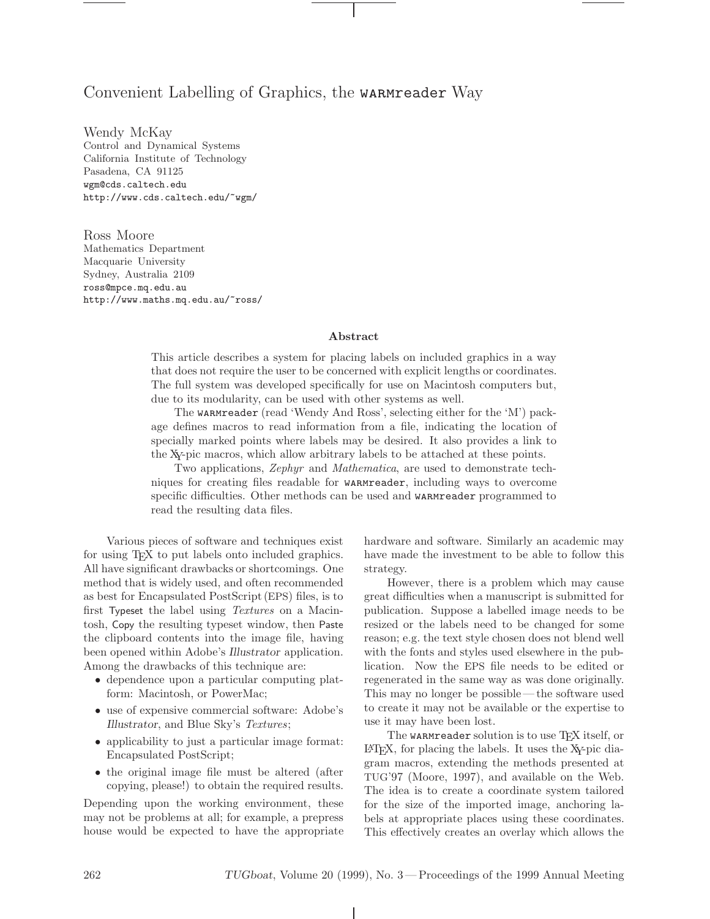# Convenient Labelling of Graphics, the `WARMreader` Way

Wendy McKay
Control and Dynamical Systems
California Institute of Technology
Pasadena, CA 91125
`wgm@cds.caltech.edu`
`http://www.cds.caltech.edu/~wgm/`

Ross Moore
Mathematics Department
Macquarie University
Sydney, Australia 2109
`ross@mpce.mq.edu.au`
`http://www.maths.mq.edu.au/~ross/`

### Abstract

This article describes a system for placing labels on included graphics in a way that does not require the user to be concerned with explicit lengths or coordinates. The full system was developed specifically for use on Macintosh computers but, due to its modularity, can be used with other systems as well.

The `WARMreader` (read 'Wendy And Ross', selecting either for the 'M') package defines macros to read information from a file, indicating the location of specially marked points where labels may be desired. It also provides a link to the XY-pic macros, which allow arbitrary labels to be attached at these points.

Two applications, *Zephyr* and *Mathematica*, are used to demonstrate techniques for creating files readable for `WARMreader`, including ways to overcome specific difficulties. Other methods can be used and `WARMreader` programmed to read the resulting data files.

Various pieces of software and techniques exist for using TEX to put labels onto included graphics. All have significant drawbacks or shortcomings. One method that is widely used, and often recommended as best for Encapsulated PostScript (EPS) files, is to first Typeset the label using *Textures* on a Macintosh, Copy the resulting typeset window, then Paste the clipboard contents into the image file, having been opened within Adobe's *Illustrator* application. Among the drawbacks of this technique are:

- dependence upon a particular computing platform: Macintosh, or PowerMac;
- use of expensive commercial software: Adobe's *Illustrator*, and Blue Sky's *Textures*;
- applicability to just a particular image format: Encapsulated PostScript;
- the original image file must be altered (after copying, please!) to obtain the required results.

Depending upon the working environment, these may not be problems at all; for example, a prepress house would be expected to have the appropriate hardware and software. Similarly an academic may have made the investment to be able to follow this strategy.

However, there is a problem which may cause great difficulties when a manuscript is submitted for publication. Suppose a labelled image needs to be resized or the labels need to be changed for some reason; e.g. the text style chosen does not blend well with the fonts and styles used elsewhere in the publication. Now the EPS file needs to be edited or regenerated in the same way as was done originally. This may no longer be possible — the software used to create it may not be available or the expertise to use it may have been lost.

The `WARMreader` solution is to use TEX itself, or LATEX, for placing the labels. It uses the XY-pic diagram macros, extending the methods presented at TUG'97 (Moore, 1997), and available on the Web. The idea is to create a coordinate system tailored for the size of the imported image, anchoring labels at appropriate places using these coordinates. This effectively creates an overlay which allows the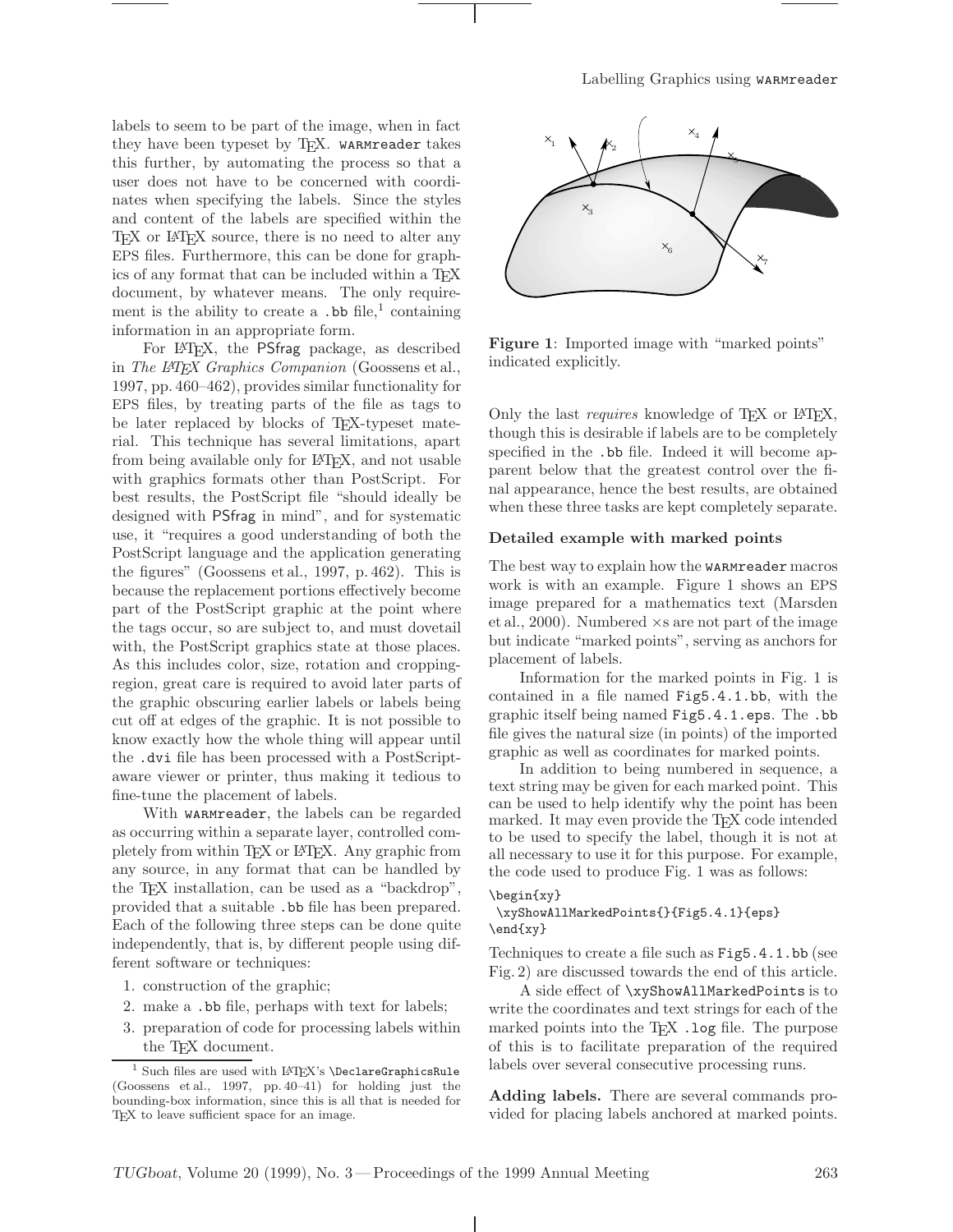labels to seem to be part of the image, when in fact they have been typeset by TEX. warmreader takes this further, by automating the process so that a user does not have to be concerned with coordinates when specifying the labels. Since the styles and content of the labels are specified within the TEX or LATEX source, there is no need to alter any EPS files. Furthermore, this can be done for graphics of any format that can be included within a TEX document, by whatever means. The only requirement is the ability to create a .bb file,[1] containing information in an appropriate form.

For LATEX, the PSfrag package, as described in *The LATEX Graphics Companion* (Goossens et al., 1997, pp. 460–462), provides similar functionality for EPS files, by treating parts of the file as tags to be later replaced by blocks of TEX-typeset material. This technique has several limitations, apart from being available only for LATEX, and not usable with graphics formats other than PostScript. For best results, the PostScript file "should ideally be designed with PSfrag in mind", and for systematic use, it "requires a good understanding of both the PostScript language and the application generating the figures" (Goossens et al., 1997, p. 462). This is because the replacement portions effectively become part of the PostScript graphic at the point where the tags occur, so are subject to, and must dovetail with, the PostScript graphics state at those places. As this includes color, size, rotation and cropping-region, great care is required to avoid later parts of the graphic obscuring earlier labels or labels being cut off at edges of the graphic. It is not possible to know exactly how the whole thing will appear until the .dvi file has been processed with a PostScript-aware viewer or printer, thus making it tedious to fine-tune the placement of labels.

With warmreader, the labels can be regarded as occurring within a separate layer, controlled completely from within TEX or LATEX. Any graphic from any source, in any format that can be handled by the TEX installation, can be used as a "backdrop", provided that a suitable .bb file has been prepared. Each of the following three steps can be done quite independently, that is, by different people using different software or techniques:

1. construction of the graphic;
2. make a .bb file, perhaps with text for labels;
3. preparation of code for processing labels within the TEX document.

[1] Such files are used with LATEX's \DeclareGraphicsRule (Goossens et al., 1997, pp. 40–41) for holding just the bounding-box information, since this is all that is needed for TEX to leave sufficient space for an image.

**Figure 1**: Imported image with "marked points" indicated explicitly.

Only the last *requires* knowledge of TEX or LATEX, though this is desirable if labels are to be completely specified in the .bb file. Indeed it will become apparent below that the greatest control over the final appearance, hence the best results, are obtained when these three tasks are kept completely separate.

### Detailed example with marked points

The best way to explain how the warmreader macros work is with an example. Figure 1 shows an EPS image prepared for a mathematics text (Marsden et al., 2000). Numbered ×s are not part of the image but indicate "marked points", serving as anchors for placement of labels.

Information for the marked points in Fig. 1 is contained in a file named Fig5.4.1.bb, with the graphic itself being named Fig5.4.1.eps. The .bb file gives the natural size (in points) of the imported graphic as well as coordinates for marked points.

In addition to being numbered in sequence, a text string may be given for each marked point. This can be used to help identify why the point has been marked. It may even provide the TEX code intended to be used to specify the label, though it is not at all necessary to use it for this purpose. For example, the code used to produce Fig. 1 was as follows:

```
\begin{xy}
 \xyShowAllMarkedPoints{}{Fig5.4.1}{eps}
\end{xy}
```

Techniques to create a file such as Fig5.4.1.bb (see Fig. 2) are discussed towards the end of this article.

A side effect of \xyShowAllMarkedPoints is to write the coordinates and text strings for each of the marked points into the TEX .log file. The purpose of this is to facilitate preparation of the required labels over several consecutive processing runs.

**Adding labels.** There are several commands provided for placing labels anchored at marked points.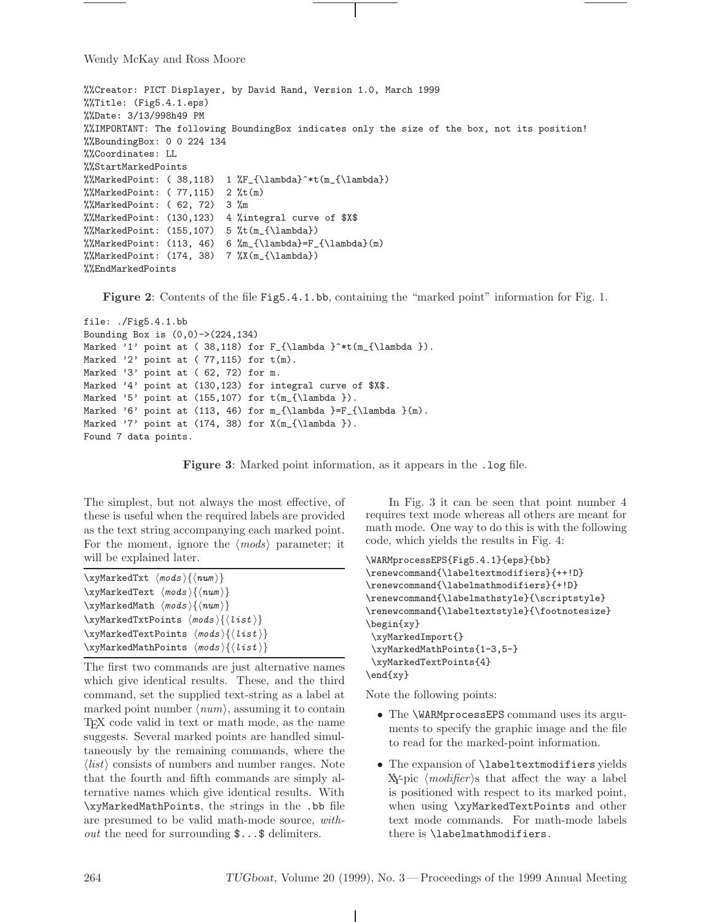```
%%Creator: PICT Displayer, by David Rand, Version 1.0, March 1999
%%Title: (Fig5.4.1.eps)
%%Date: 3/13/998h49 PM
%%IMPORTANT: The following BoundingBox indicates only the size of the box, not its position!
%%BoundingBox: 0 0 224 134
%%Coordinates: LL
%%StartMarkedPoints
%%MarkedPoint: ( 38,118)  1 %F_{\lambda}^*t(m_{\lambda})
%%MarkedPoint: ( 77,115)  2 %t(m)
%%MarkedPoint: ( 62, 72)  3 %m
%%MarkedPoint: (130,123)  4 %integral curve of $X$
%%MarkedPoint: (155,107)  5 %t(m_{\lambda})
%%MarkedPoint: (113, 46)  6 %m_{\lambda}=F_{\lambda}(m)
%%MarkedPoint: (174, 38)  7 %X(m_{\lambda})
%%EndMarkedPoints
```

**Figure 2**: Contents of the file `Fig5.4.1.bb`, containing the "marked point" information for Fig. 1.

```
file: ./Fig5.4.1.bb
Bounding Box is (0,0)->(224,134)
Marked '1' point at ( 38,118) for F_{\lambda }^*t(m_{\lambda }).
Marked '2' point at ( 77,115) for t(m).
Marked '3' point at ( 62, 72) for m.
Marked '4' point at (130,123) for integral curve of $X$.
Marked '5' point at (155,107) for t(m_{\lambda }).
Marked '6' point at (113, 46) for m_{\lambda }=F_{\lambda }(m).
Marked '7' point at (174, 38) for X(m_{\lambda }).
Found 7 data points.
```

**Figure 3**: Marked point information, as it appears in the `.log` file.

The simplest, but not always the most effective, of these is useful when the required labels are provided as the text string accompanying each marked point. For the moment, ignore the ⟨*mods*⟩ parameter; it will be explained later.

```
\xyMarkedTxt ⟨mods⟩{⟨num⟩}
\xyMarkedText ⟨mods⟩{⟨num⟩}
\xyMarkedMath ⟨mods⟩{⟨num⟩}
\xyMarkedTxtPoints ⟨mods⟩{⟨list⟩}
\xyMarkedTextPoints ⟨mods⟩{⟨list⟩}
\xyMarkedMathPoints ⟨mods⟩{⟨list⟩}
```

The first two commands are just alternative names which give identical results. These, and the third command, set the supplied text-string as a label at marked point number ⟨*num*⟩, assuming it to contain TeX code valid in text or math mode, as the name suggests. Several marked points are handled simultaneously by the remaining commands, where the ⟨*list*⟩ consists of numbers and number ranges. Note that the fourth and fifth commands are simply alternative names which give identical results. With `\xyMarkedMathPoints`, the strings in the `.bb` file are presumed to be valid math-mode source, *without* the need for surrounding `$...$` delimiters.

In Fig. 3 it can be seen that point number 4 requires text mode whereas all others are meant for math mode. One way to do this is with the following code, which yields the results in Fig. 4:

```
\WARMprocessEPS{Fig5.4.1}{eps}{bb}
\renewcommand{\labeltextmodifiers}{++!D}
\renewcommand{\labelmathmodifiers}{+!D}
\renewcommand{\labelmathstyle}{\scriptstyle}
\renewcommand{\labeltextstyle}{\footnotesize}
\begin{xy}
 \xyMarkedImport{}
 \xyMarkedMathPoints{1-3,5-}
 \xyMarkedTextPoints{4}
\end{xy}
```

Note the following points:

- The `\WARMprocessEPS` command uses its arguments to specify the graphic image and the file to read for the marked-point information.
- The expansion of `\labeltextmodifiers` yields XY-pic ⟨*modifier*⟩s that affect the way a label is positioned with respect to its marked point, when using `\xyMarkedTextPoints` and other text mode commands. For math-mode labels there is `\labelmathmodifiers`.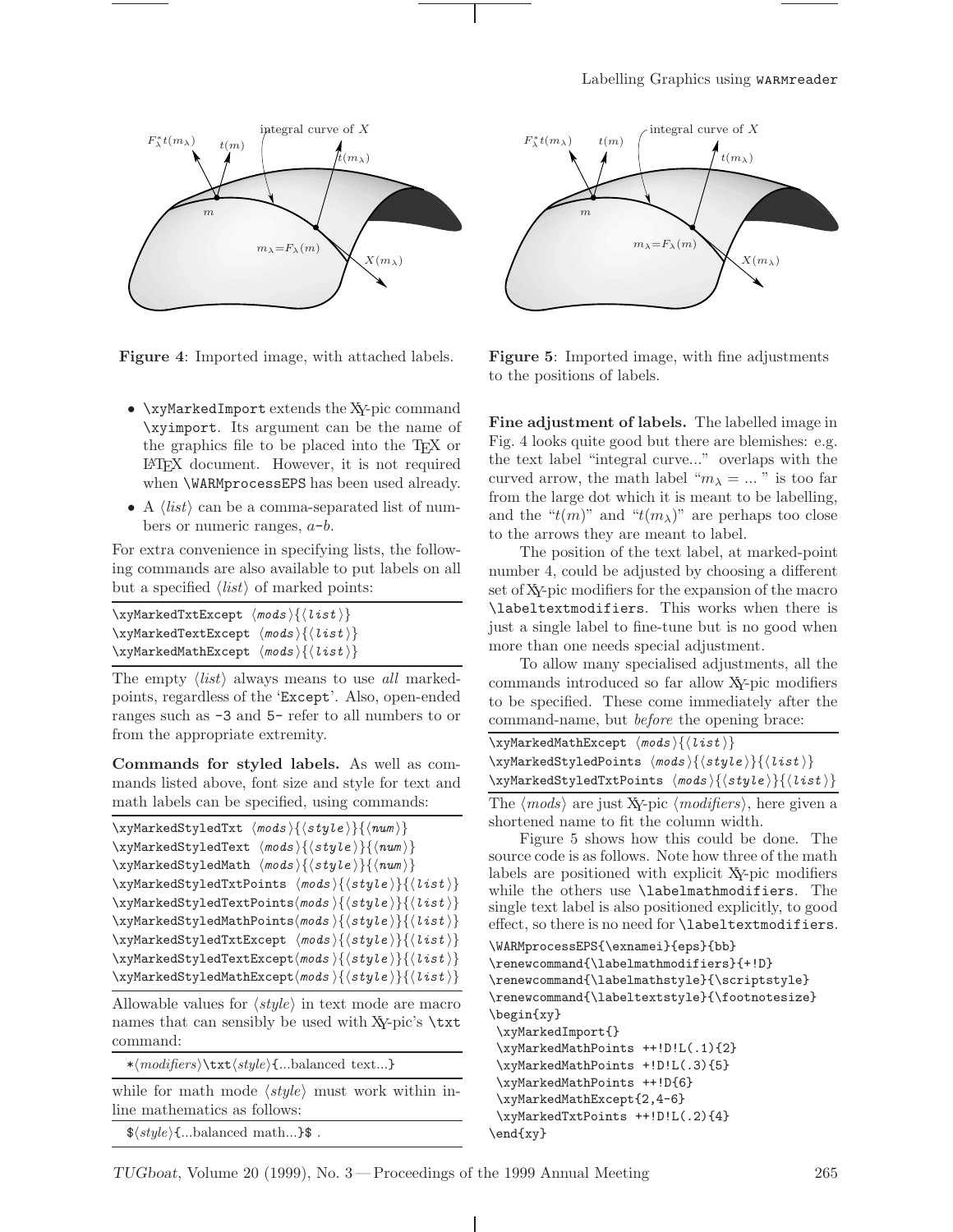**Figure 4**: Imported image, with attached labels.

**Figure 5**: Imported image, with fine adjustments to the positions of labels.

- `\xyMarkedImport` extends the XY-pic command `\xyimport`. Its argument can be the name of the graphics file to be placed into the TEX or LATEX document. However, it is not required when `\WARMprocessEPS` has been used already.
- A ⟨*list*⟩ can be a comma-separated list of numbers or numeric ranges, *a*-*b*.

For extra convenience in specifying lists, the following commands are also available to put labels on all but a specified ⟨*list*⟩ of marked points:

```
\xyMarkedTxtExcept ⟨mods⟩{⟨list⟩}
\xyMarkedTextExcept ⟨mods⟩{⟨list⟩}
\xyMarkedMathExcept ⟨mods⟩{⟨list⟩}
```

The empty ⟨*list*⟩ always means to use *all* marked-points, regardless of the '`Except`'. Also, open-ended ranges such as `-3` and `5-` refer to all numbers to or from the appropriate extremity.

**Commands for styled labels.** As well as commands listed above, font size and style for text and math labels can be specified, using commands:

```
\xyMarkedStyledTxt ⟨mods⟩{⟨style⟩}{⟨num⟩}
\xyMarkedStyledText ⟨mods⟩{⟨style⟩}{⟨num⟩}
\xyMarkedStyledMath ⟨mods⟩{⟨style⟩}{⟨num⟩}
\xyMarkedStyledTxtPoints ⟨mods⟩{⟨style⟩}{⟨list⟩}
\xyMarkedStyledTextPoints⟨mods⟩{⟨style⟩}{⟨list⟩}
\xyMarkedStyledMathPoints⟨mods⟩{⟨style⟩}{⟨list⟩}
\xyMarkedStyledTxtExcept ⟨mods⟩{⟨style⟩}{⟨list⟩}
\xyMarkedStyledTextExcept⟨mods⟩{⟨style⟩}{⟨list⟩}
\xyMarkedStyledMathExcept⟨mods⟩{⟨style⟩}{⟨list⟩}
```

Allowable values for ⟨*style*⟩ in text mode are macro names that can sensibly be used with XY-pic's `\txt` command:

```
*⟨modifiers⟩\txt⟨style⟩{...balanced text...}
```

while for math mode ⟨*style*⟩ must work within inline mathematics as follows:

```
$⟨style⟩{...balanced math...}$ .
```

**Fine adjustment of labels.** The labelled image in Fig. 4 looks quite good but there are blemishes: e.g. the text label "integral curve..." overlaps with the curved arrow, the math label "$m_\lambda = ...$ " is too far from the large dot which it is meant to be labelling, and the "$t(m)$" and "$t(m_\lambda)$" are perhaps too close to the arrows they are meant to label.

The position of the text label, at marked-point number 4, could be adjusted by choosing a different set of XY-pic modifiers for the expansion of the macro `\labeltextmodifiers`. This works when there is just a single label to fine-tune but is no good when more than one needs special adjustment.

To allow many specialised adjustments, all the commands introduced so far allow XY-pic modifiers to be specified. These come immediately after the command-name, but *before* the opening brace:

```
\xyMarkedMathExcept ⟨mods⟩{⟨list⟩}
\xyMarkedStyledPoints ⟨mods⟩{⟨style⟩}{⟨list⟩}
\xyMarkedStyledTxtPoints ⟨mods⟩{⟨style⟩}{⟨list⟩}
```

The ⟨*mods*⟩ are just XY-pic ⟨*modifiers*⟩, here given a shortened name to fit the column width.

Figure 5 shows how this could be done. The source code is as follows. Note how three of the math labels are positioned with explicit XY-pic modifiers while the others use `\labelmathmodifiers`. The single text label is also positioned explicitly, to good effect, so there is no need for `\labeltextmodifiers`.

```
\WARMprocessEPS{\exnamei}{eps}{bb}
\renewcommand{\labelmathmodifiers}{+!D}
\renewcommand{\labelmathstyle}{\scriptstyle}
\renewcommand{\labeltextstyle}{\footnotesize}
\begin{xy}
 \xyMarkedImport{}
 \xyMarkedMathPoints ++!D!L(.1){2}
 \xyMarkedMathPoints +!D!L(.3){5}
 \xyMarkedMathPoints ++!D{6}
 \xyMarkedMathExcept{2,4-6}
 \xyMarkedTxtPoints ++!D!L(.2){4}
\end{xy}
```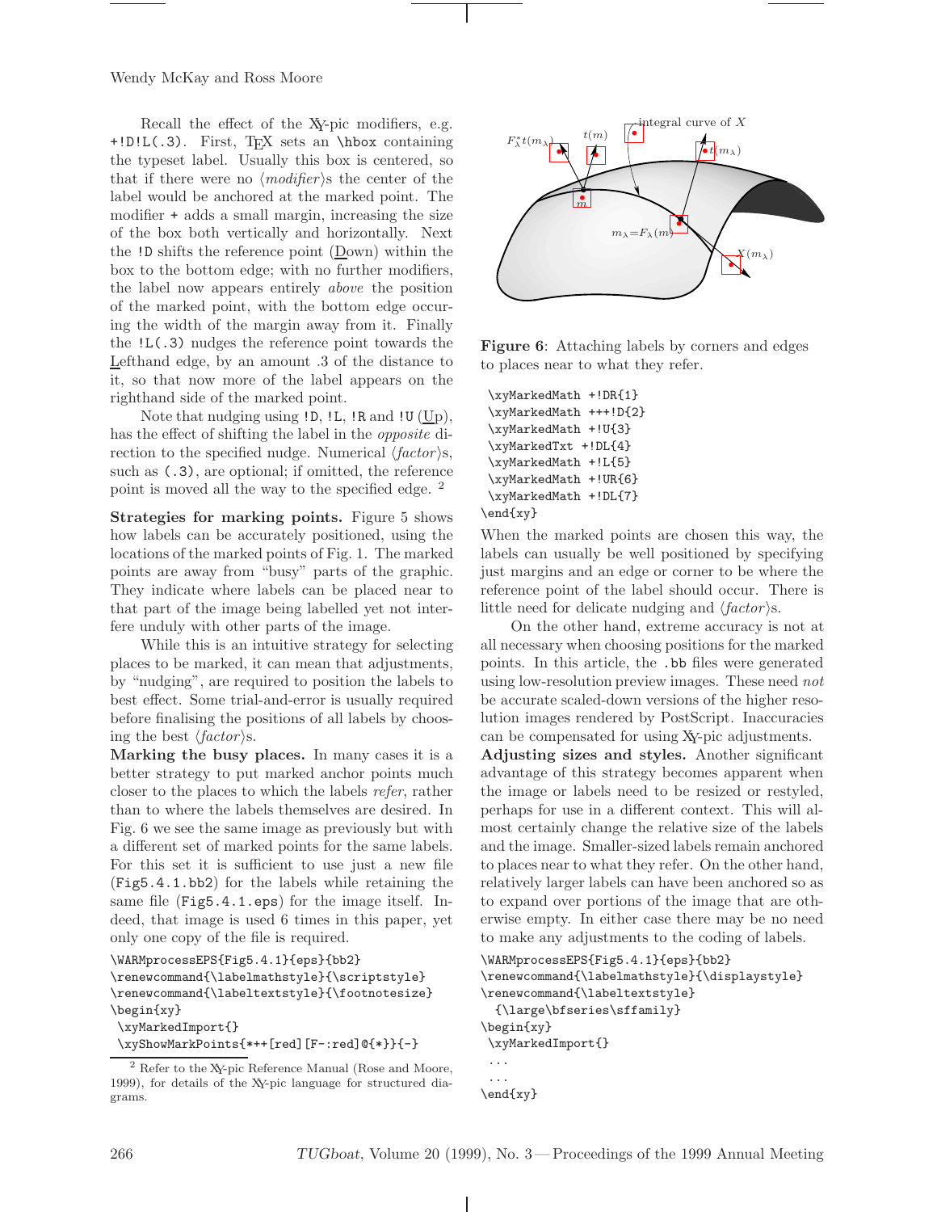Recall the effect of the XY-pic modifiers, e.g. `+!D!L(.3)`. First, TEX sets an `\hbox` containing the typeset label. Usually this box is centered, so that if there were no ⟨*modifier*⟩s the center of the label would be anchored at the marked point. The modifier `+` adds a small margin, increasing the size of the box both vertically and horizontally. Next the `!D` shifts the reference point (Down) within the box to the bottom edge; with no further modifiers, the label now appears entirely *above* the position of the marked point, with the bottom edge occurring the width of the margin away from it. Finally the `!L(.3)` nudges the reference point towards the Lefthand edge, by an amount .3 of the distance to it, so that now more of the label appears on the righthand side of the marked point.

Note that nudging using `!D`, `!L`, `!R` and `!U` (Up), has the effect of shifting the label in the *opposite* direction to the specified nudge. Numerical ⟨*factor*⟩s, such as `(.3)`, are optional; if omitted, the reference point is moved all the way to the specified edge. [2]

**Strategies for marking points.** Figure 5 shows how labels can be accurately positioned, using the locations of the marked points of Fig. 1. The marked points are away from "busy" parts of the graphic. They indicate where labels can be placed near to that part of the image being labelled yet not interfere unduly with other parts of the image.

While this is an intuitive strategy for selecting places to be marked, it can mean that adjustments, by "nudging", are required to position the labels to best effect. Some trial-and-error is usually required before finalising the positions of all labels by choosing the best ⟨*factor*⟩s.

**Marking the busy places.** In many cases it is a better strategy to put marked anchor points much closer to the places to which the labels *refer*, rather than to where the labels themselves are desired. In Fig. 6 we see the same image as previously but with a different set of marked points for the same labels. For this set it is sufficient to use just a new file (`Fig5.4.1.bb2`) for the labels while retaining the same file (`Fig5.4.1.eps`) for the image itself. Indeed, that image is used 6 times in this paper, yet only one copy of the file is required.

```
\WARMprocessEPS{Fig5.4.1}{eps}{bb2}
\renewcommand{\labelmathstyle}{\scriptstyle}
\renewcommand{\labeltextstyle}{\footnotesize}
\begin{xy}
 \xyMarkedImport{}
 \xyShowMarkPoints{*++[red][F-:red]@{*}}{-}
```

**Figure 6**: Attaching labels by corners and edges to places near to what they refer.

```
 \xyMarkedMath +!DR{1}
 \xyMarkedMath +++!D{2}
 \xyMarkedMath +!U{3}
 \xyMarkedTxt +!DL{4}
 \xyMarkedMath +!L{5}
 \xyMarkedMath +!UR{6}
 \xyMarkedMath +!DL{7}
\end{xy}
```

When the marked points are chosen this way, the labels can usually be well positioned by specifying just margins and an edge or corner to be where the reference point of the label should occur. There is little need for delicate nudging and ⟨*factor*⟩s.

On the other hand, extreme accuracy is not at all necessary when choosing positions for the marked points. In this article, the `.bb` files were generated using low-resolution preview images. These need *not* be accurate scaled-down versions of the higher resolution images rendered by PostScript. Inaccuracies can be compensated for using XY-pic adjustments.

**Adjusting sizes and styles.** Another significant advantage of this strategy becomes apparent when the image or labels need to be resized or restyled, perhaps for use in a different context. This will almost certainly change the relative size of the labels and the image. Smaller-sized labels remain anchored to places near to what they refer. On the other hand, relatively larger labels can have been anchored so as to expand over portions of the image that are otherwise empty. In either case there may be no need to make any adjustments to the coding of labels.

```
\WARMprocessEPS{Fig5.4.1}{eps}{bb2}
\renewcommand{\labelmathstyle}{\displaystyle}
\renewcommand{\labeltextstyle}
  {\large\bfseries\sffamily}
\begin{xy}
 \xyMarkedImport{}
 ...
 ...
\end{xy}
```

---

[2] Refer to the XY-pic Reference Manual (Rose and Moore, 1999), for details of the XY-pic language for structured diagrams.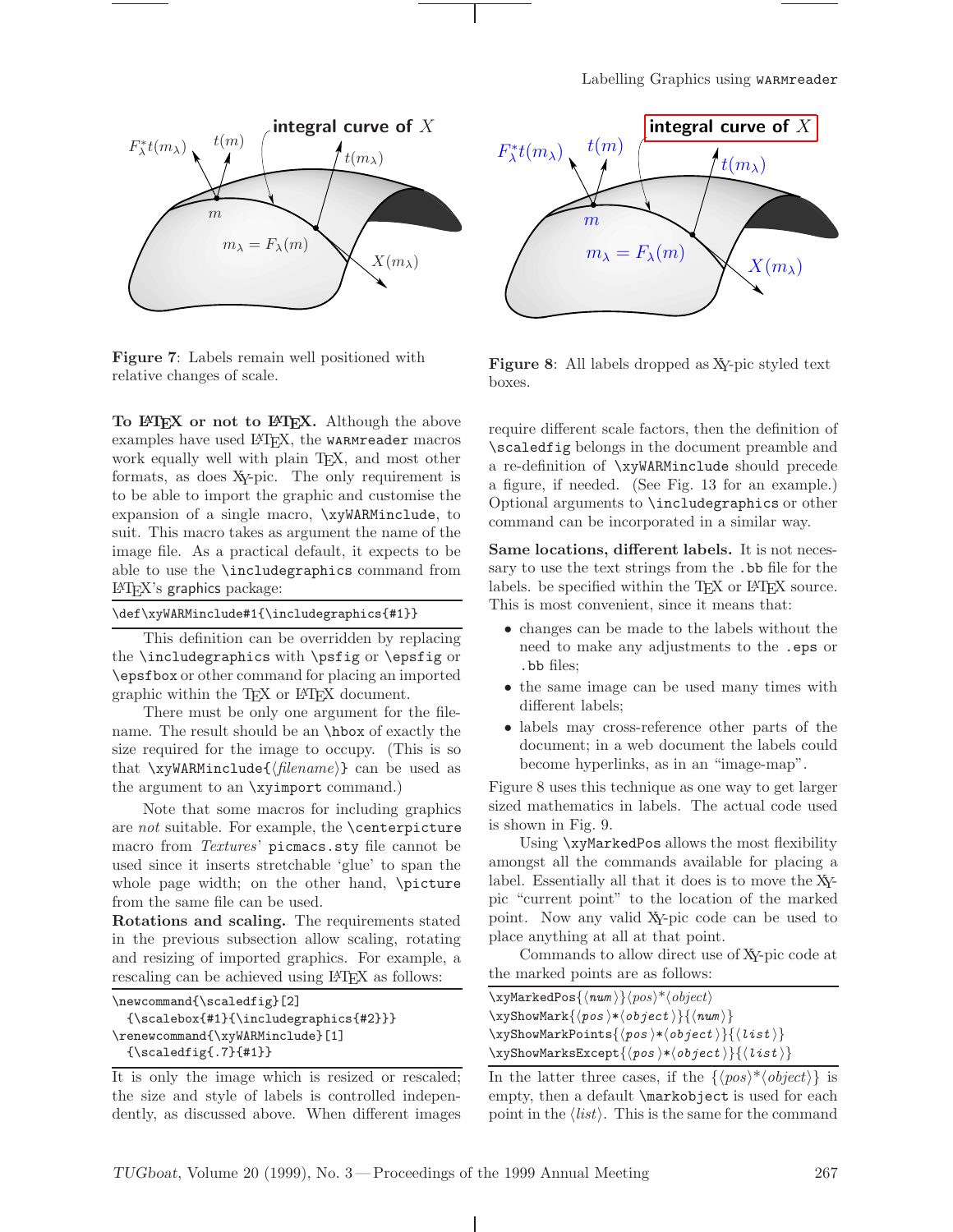**Figure 7**: Labels remain well positioned with relative changes of scale.

**Figure 8**: All labels dropped as XY-pic styled text boxes.

**To LaTeX or not to LaTeX.** Although the above examples have used LaTeX, the WARMreader macros work equally well with plain TeX, and most other formats, as does XY-pic. The only requirement is to be able to import the graphic and customise the expansion of a single macro, `\xyWARMinclude`, to suit. This macro takes as argument the name of the image file. As a practical default, it expects to be able to use the `\includegraphics` command from LaTeX's graphics package:

```
\def\xyWARMinclude#1{\includegraphics{#1}}
```

This definition can be overridden by replacing the `\includegraphics` with `\psfig` or `\epsfig` or `\epsfbox` or other command for placing an imported graphic within the TeX or LaTeX document.

There must be only one argument for the filename. The result should be an `\hbox` of exactly the size required for the image to occupy. (This is so that `\xyWARMinclude{⟨filename⟩}` can be used as the argument to an `\xyimport` command.)

Note that some macros for including graphics are *not* suitable. For example, the `\centerpicture` macro from *Textures*' `picmacs.sty` file cannot be used since it inserts stretchable 'glue' to span the whole page width; on the other hand, `\picture` from the same file can be used.

**Rotations and scaling.** The requirements stated in the previous subsection allow scaling, rotating and resizing of imported graphics. For example, a rescaling can be achieved using LaTeX as follows:

```
\newcommand{\scaledfig}[2]
  {\scalebox{#1}{\includegraphics{#2}}}
\renewcommand{\xyWARMinclude}[1]
  {\scaledfig{.7}{#1}}
```

It is only the image which is resized or rescaled; the size and style of labels is controlled independently, as discussed above. When different images require different scale factors, then the definition of `\scaledfig` belongs in the document preamble and a re-definition of `\xyWARMinclude` should precede a figure, if needed. (See Fig. 13 for an example.) Optional arguments to `\includegraphics` or other command can be incorporated in a similar way.

**Same locations, different labels.** It is not necessary to use the text strings from the `.bb` file for the labels. be specified within the TeX or LaTeX source. This is most convenient, since it means that:

- changes can be made to the labels without the need to make any adjustments to the `.eps` or `.bb` files;
- the same image can be used many times with different labels;
- labels may cross-reference other parts of the document; in a web document the labels could become hyperlinks, as in an "image-map".

Figure 8 uses this technique as one way to get larger sized mathematics in labels. The actual code used is shown in Fig. 9.

Using `\xyMarkedPos` allows the most flexibility amongst all the commands available for placing a label. Essentially all that it does is to move the XY-pic "current point" to the location of the marked point. Now any valid XY-pic code can be used to place anything at all at that point.

Commands to allow direct use of XY-pic code at the marked points are as follows:

```
\xyMarkedPos{⟨num⟩}⟨pos⟩*⟨object⟩
\xyShowMark{⟨pos⟩*⟨object⟩}{⟨num⟩}
\xyShowMarkPoints{⟨pos⟩*⟨object⟩}{⟨list⟩}
\xyShowMarksExcept{⟨pos⟩*⟨object⟩}{⟨list⟩}
```

In the latter three cases, if the {⟨pos⟩*⟨object⟩} is empty, then a default `\markobject` is used for each point in the ⟨list⟩. This is the same for the command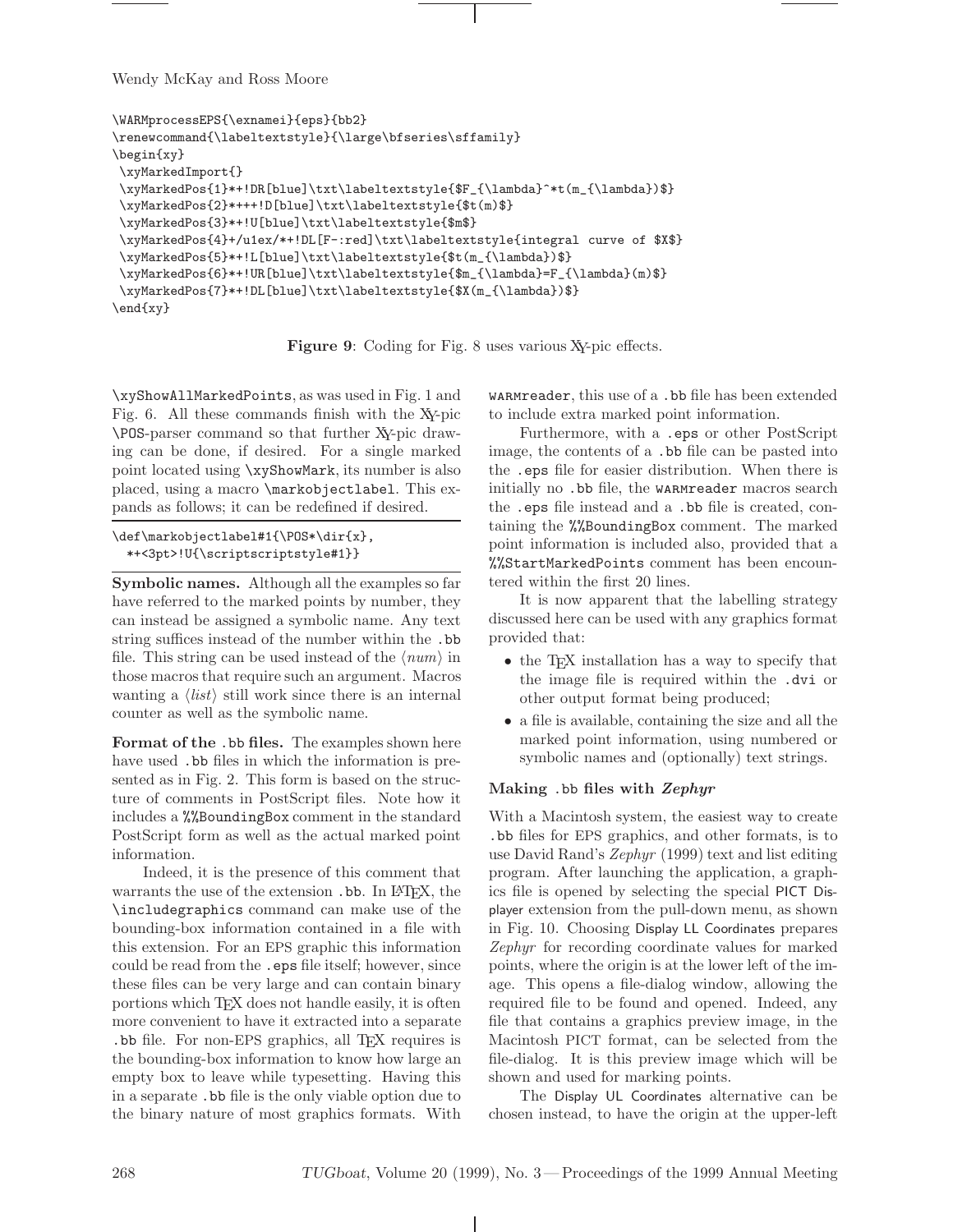```
\WARMprocessEPS{\exnamei}{eps}{bb2}
\renewcommand{\labeltextstyle}{\large\bfseries\sffamily}
\begin{xy}
 \xyMarkedImport{}
 \xyMarkedPos{1}*+!DR[blue]\txt\labeltextstyle{$F_{\lambda}^*t(m_{\lambda})$}
 \xyMarkedPos{2}*+++!D[blue]\txt\labeltextstyle{$t(m)$}
 \xyMarkedPos{3}*+!U[blue]\txt\labeltextstyle{$m$}
 \xyMarkedPos{4}+/u1ex/*+!DL[F-:red]\txt\labeltextstyle{integral curve of $X$}
 \xyMarkedPos{5}*+!L[blue]\txt\labeltextstyle{$t(m_{\lambda})$}
 \xyMarkedPos{6}*+!UR[blue]\txt\labeltextstyle{$m_{\lambda}=F_{\lambda}(m)$}
 \xyMarkedPos{7}*+!DL[blue]\txt\labeltextstyle{$X(m_{\lambda})$}
\end{xy}
```

**Figure 9**: Coding for Fig. 8 uses various XY-pic effects.

`\xyShowAllMarkedPoints`, as was used in Fig. 1 and Fig. 6. All these commands finish with the XY-pic `\POS`-parser command so that further XY-pic drawing can be done, if desired. For a single marked point located using `\xyShowMark`, its number is also placed, using a macro `\markobjectlabel`. This expands as follows; it can be redefined if desired.

```
\def\markobjectlabel#1{\POS*\dir{x},
  *+<3pt>!U{\scriptscriptstyle#1}}
```

**Symbolic names.** Although all the examples so far have referred to the marked points by number, they can instead be assigned a symbolic name. Any text string suffices instead of the number within the `.bb` file. This string can be used instead of the ⟨*num*⟩ in those macros that require such an argument. Macros wanting a ⟨*list*⟩ still work since there is an internal counter as well as the symbolic name.

**Format of the `.bb` files.** The examples shown here have used `.bb` files in which the information is presented as in Fig. 2. This form is based on the structure of comments in PostScript files. Note how it includes a `%%BoundingBox` comment in the standard PostScript form as well as the actual marked point information.

Indeed, it is the presence of this comment that warrants the use of the extension `.bb`. In LaTeX, the `\includegraphics` command can make use of the bounding-box information contained in a file with this extension. For an EPS graphic this information could be read from the `.eps` file itself; however, since these files can be very large and can contain binary portions which TeX does not handle easily, it is often more convenient to have it extracted into a separate `.bb` file. For non-EPS graphics, all TeX requires is the bounding-box information to know how large an empty box to leave while typesetting. Having this in a separate `.bb` file is the only viable option due to the binary nature of most graphics formats. With WARMreader, this use of a `.bb` file has been extended to include extra marked point information.

Furthermore, with a `.eps` or other PostScript image, the contents of a `.bb` file can be pasted into the `.eps` file for easier distribution. When there is initially no `.bb` file, the WARMreader macros search the `.eps` file instead and a `.bb` file is created, containing the `%%BoundingBox` comment. The marked point information is included also, provided that a `%%StartMarkedPoints` comment has been encountered within the first 20 lines.

It is now apparent that the labelling strategy discussed here can be used with any graphics format provided that:

- the TeX installation has a way to specify that the image file is required within the `.dvi` or other output format being produced;
- a file is available, containing the size and all the marked point information, using numbered or symbolic names and (optionally) text strings.

### Making `.bb` files with *Zephyr*

With a Macintosh system, the easiest way to create `.bb` files for EPS graphics, and other formats, is to use David Rand's *Zephyr* (1999) text and list editing program. After launching the application, a graphics file is opened by selecting the special PICT Displayer extension from the pull-down menu, as shown in Fig. 10. Choosing Display LL Coordinates prepares *Zephyr* for recording coordinate values for marked points, where the origin is at the lower left of the image. This opens a file-dialog window, allowing the required file to be found and opened. Indeed, any file that contains a graphics preview image, in the Macintosh PICT format, can be selected from the file-dialog. It is this preview image which will be shown and used for marking points.

The Display UL Coordinates alternative can be chosen instead, to have the origin at the upper-left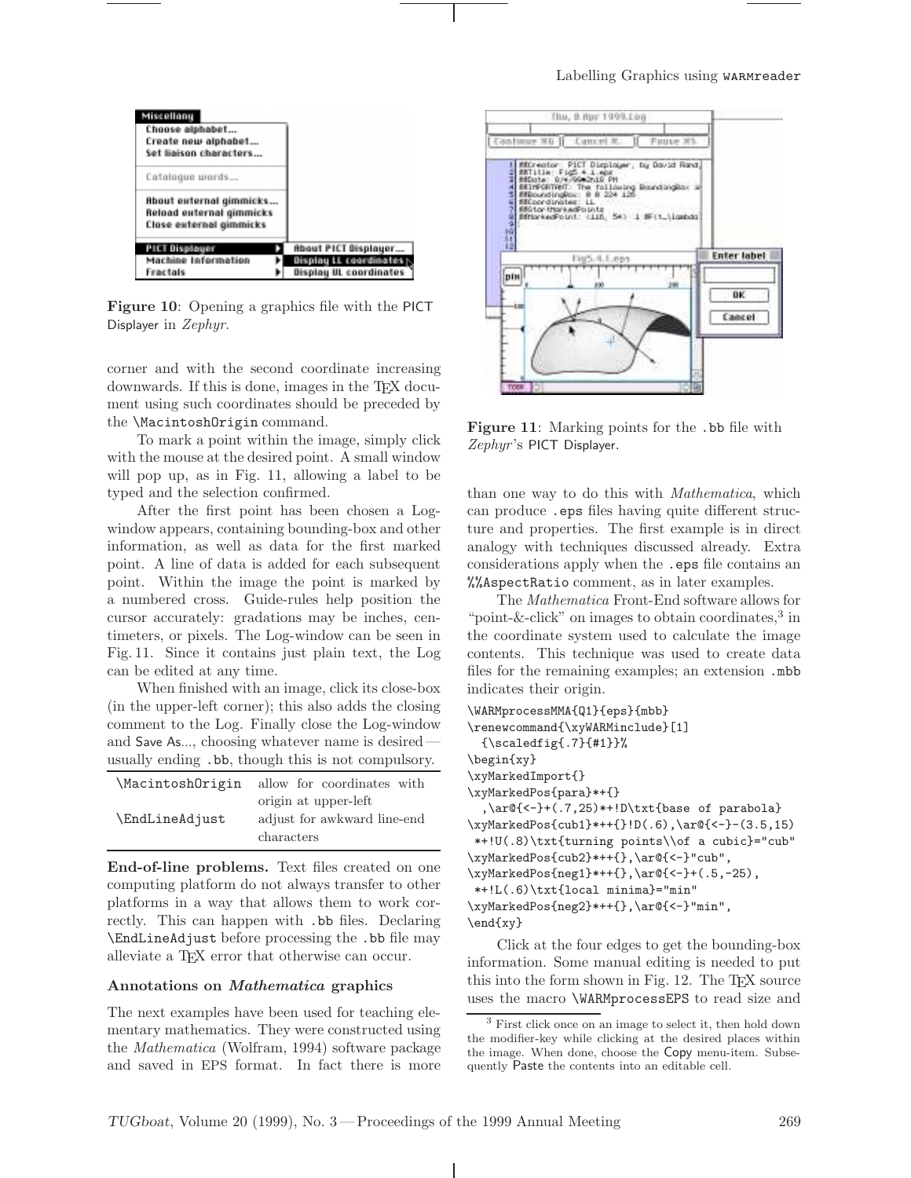**Figure 10**: Opening a graphics file with the PICT Displayer in *Zephyr*.

corner and with the second coordinate increasing downwards. If this is done, images in the TeX document using such coordinates should be preceded by the `\MacintoshOrigin` command.

To mark a point within the image, simply click with the mouse at the desired point. A small window will pop up, as in Fig. 11, allowing a label to be typed and the selection confirmed.

After the first point has been chosen a Log-window appears, containing bounding-box and other information, as well as data for the first marked point. A line of data is added for each subsequent point. Within the image the point is marked by a numbered cross. Guide-rules help position the cursor accurately: gradations may be inches, centimeters, or pixels. The Log-window can be seen in Fig. 11. Since it contains just plain text, the Log can be edited at any time.

When finished with an image, click its close-box (in the upper-left corner); this also adds the closing comment to the Log. Finally close the Log-window and Save As..., choosing whatever name is desired — usually ending `.bb`, though this is not compulsory.

| | |
|---|---|
| `\MacintoshOrigin` | allow for coordinates with origin at upper-left |
| `\EndLineAdjust` | adjust for awkward line-end characters |

**End-of-line problems.** Text files created on one computing platform do not always transfer to other platforms in a way that allows them to work correctly. This can happen with `.bb` files. Declaring `\EndLineAdjust` before processing the `.bb` file may alleviate a TeX error that otherwise can occur.

### Annotations on *Mathematica* graphics

The next examples have been used for teaching elementary mathematics. They were constructed using the *Mathematica* (Wolfram, 1994) software package and saved in EPS format. In fact there is more

**Figure 11**: Marking points for the `.bb` file with *Zephyr*'s PICT Displayer.

than one way to do this with *Mathematica*, which can produce `.eps` files having quite different structure and properties. The first example is in direct analogy with techniques discussed already. Extra considerations apply when the `.eps` file contains an `%%AspectRatio` comment, as in later examples.

The *Mathematica* Front-End software allows for "point-&-click" on images to obtain coordinates,[3] in the coordinate system used to calculate the image contents. This technique was used to create data files for the remaining examples; an extension `.mbb` indicates their origin.

```
\WARMprocessMMA{Q1}{eps}{mbb}
\renewcommand{\xyWARMinclude}[1]
  {\scaledfig{.7}{#1}}%
\begin{xy}
\xyMarkedImport{}
\xyMarkedPos{para}*+{}
  ,\ar@{<-}+(.7,25)*+!D\txt{base of parabola}
\xyMarkedPos{cub1}*++{}!D(.6),\ar@{<-}-(3.5,15)
 *+!U(.8)\txt{turning points\\of a cubic}="cub"
\xyMarkedPos{cub2}*++{},\ar@{<-}"cub",
\xyMarkedPos{neg1}*++{},\ar@{<-}+(.5,-25),
 *+!L(.6)\txt{local minima}="min"
\xyMarkedPos{neg2}*++{},\ar@{<-}"min",
\end{xy}
```

Click at the four edges to get the bounding-box information. Some manual editing is needed to put this into the form shown in Fig. 12. The TeX source uses the macro `\WARMprocessEPS` to read size and

[3] First click once on an image to select it, then hold down the modifier-key while clicking at the desired places within the image. When done, choose the Copy menu-item. Subsequently Paste the contents into an editable cell.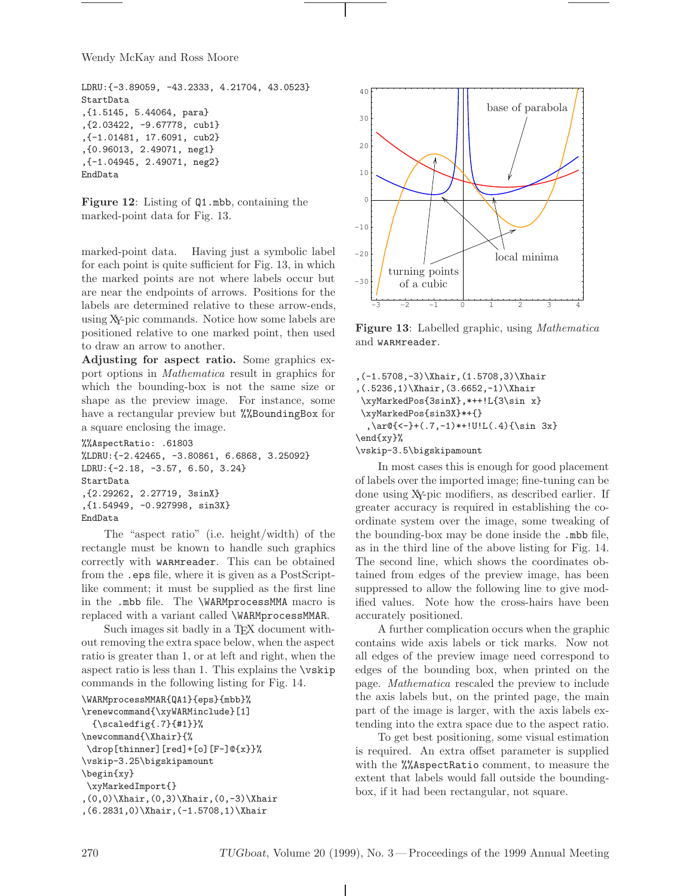```
LDRU:{-3.89059, -43.2333, 4.21704, 43.0523}
StartData
,{1.5145, 5.44064, para}
,{2.03422, -9.67778, cub1}
,{-1.01481, 17.6091, cub2}
,{0.96013, 2.49071, neg1}
,{-1.04945, 2.49071, neg2}
EndData
```

**Figure 12**: Listing of `Q1.mbb`, containing the marked-point data for Fig. 13.

marked-point data. Having just a symbolic label for each point is quite sufficient for Fig. 13, in which the marked points are not where labels occur but are near the endpoints of arrows. Positions for the labels are determined relative to these arrow-ends, using XY-pic commands. Notice how some labels are positioned relative to one marked point, then used to draw an arrow to another.

**Adjusting for aspect ratio.** Some graphics export options in *Mathematica* result in graphics for which the bounding-box is not the same size or shape as the preview image. For instance, some have a rectangular preview but `%%BoundingBox` for a square enclosing the image.

```
%%AspectRatio: .61803
%LDRU:{-2.42465, -3.80861, 6.6868, 3.25092}
LDRU:{-2.18, -3.57, 6.50, 3.24}
StartData
,{2.29262, 2.27719, 3sinX}
,{1.54949, -0.927998, sin3X}
EndData
```

The "aspect ratio" (i.e. height/width) of the rectangle must be known to handle such graphics correctly with `WARMreader`. This can be obtained from the `.eps` file, where it is given as a PostScript-like comment; it must be supplied as the first line in the `.mbb` file. The `\WARMprocessMMA` macro is replaced with a variant called `\WARMprocessMMAR`.

Such images sit badly in a TeX document without removing the extra space below, when the aspect ratio is greater than 1, or at left and right, when the aspect ratio is less than 1. This explains the `\vskip` commands in the following listing for Fig. 14.

```
\WARMprocessMMAR{QA1}{eps}{mbb}%
\renewcommand{\xyWARMinclude}[1]
  {\scaledfig{.7}{#1}}%
\newcommand{\Xhair}{%
 \drop[thinner][red]+[o][F-]@{x}}%
\vskip-3.25\bigskipamount
\begin{xy}
 \xyMarkedImport{}
,(0,0)\Xhair,(0,3)\Xhair,(0,-3)\Xhair
,(6.2831,0)\Xhair,(-1.5708,1)\Xhair
```

**Figure 13**: Labelled graphic, using *Mathematica* and `WARMreader`.

```
,(-1.5708,-3)\Xhair,(1.5708,3)\Xhair
,(.5236,1)\Xhair,(3.6652,-1)\Xhair
 \xyMarkedPos{3sinX},*++!L{3\sin x}
 \xyMarkedPos{sin3X}*+{}
  ,\ar@{<-}+(.7,-1)*+!U!L(.4){\sin 3x}
\end{xy}%
\vskip-3.5\bigskipamount
```

In most cases this is enough for good placement of labels over the imported image; fine-tuning can be done using XY-pic modifiers, as described earlier. If greater accuracy is required in establishing the coordinate system over the image, some tweaking of the bounding-box may be done inside the `.mbb` file, as in the third line of the above listing for Fig. 14. The second line, which shows the coordinates obtained from edges of the preview image, has been suppressed to allow the following line to give modified values. Note how the cross-hairs have been accurately positioned.

A further complication occurs when the graphic contains wide axis labels or tick marks. Now not all edges of the preview image need correspond to edges of the bounding box, when printed on the page. *Mathematica* rescaled the preview to include the axis labels but, on the printed page, the main part of the image is larger, with the axis labels extending into the extra space due to the aspect ratio.

To get best positioning, some visual estimation is required. An extra offset parameter is supplied with the `%%AspectRatio` comment, to measure the extent that labels would fall outside the bounding-box, if it had been rectangular, not square.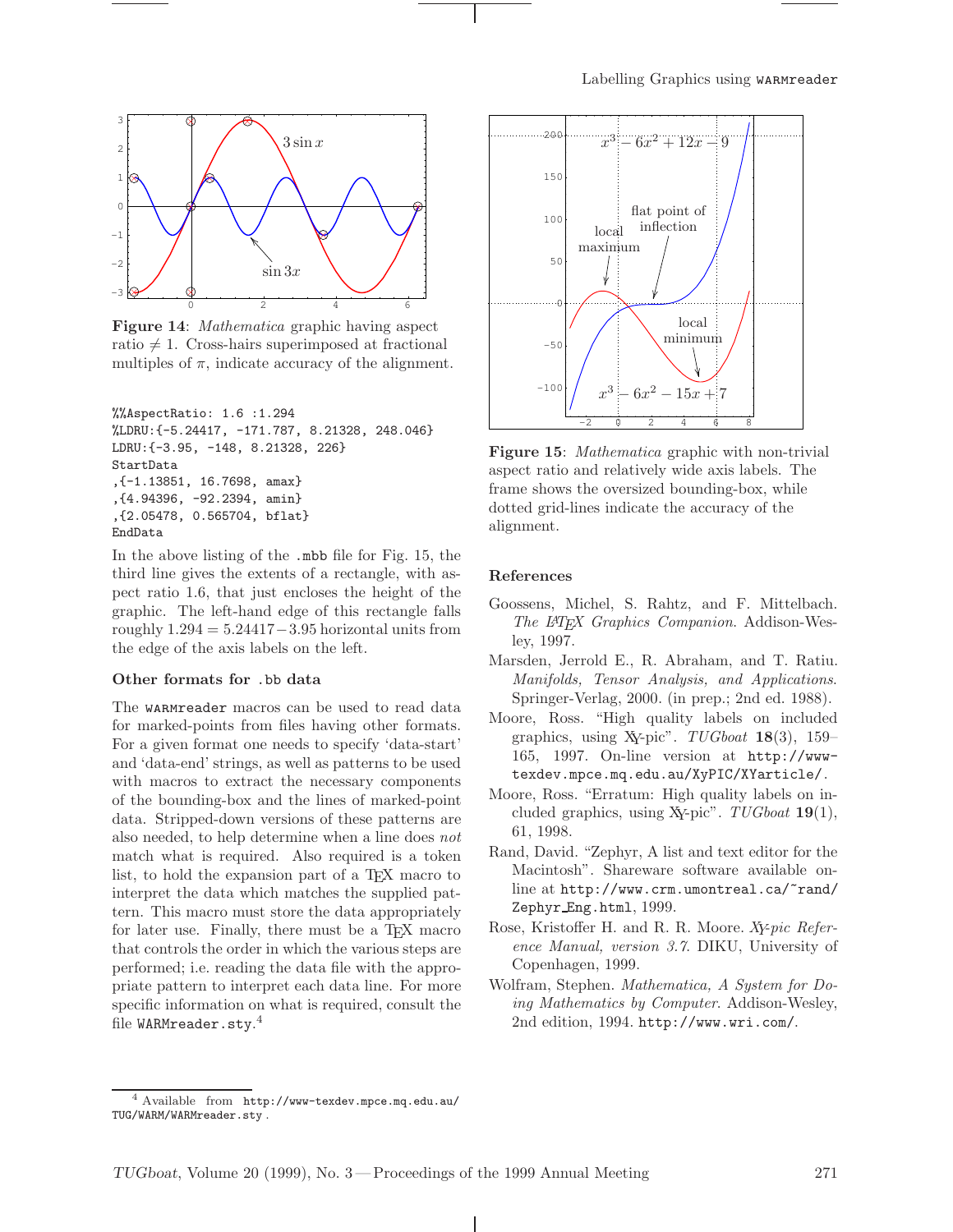3
2
1
0
−1
−2
−3
0 2 4 6

$3\sin x$

$\sin 3x$

**Figure 14**: *Mathematica* graphic having aspect ratio $\neq 1$. Cross-hairs superimposed at fractional multiples of $\pi$, indicate accuracy of the alignment.

```
%%AspectRatio: 1.6 :1.294
%LDRU:{-5.24417, -171.787, 8.21328, 248.046}
LDRU:{-3.95, -148, 8.21328, 226}
StartData
,{-1.13851, 16.7698, amax}
,{4.94396, -92.2394, amin}
,{2.05478, 0.565704, bflat}
EndData
```

In the above listing of the `.mbb` file for Fig. 15, the third line gives the extents of a rectangle, with aspect ratio 1.6, that just encloses the height of the graphic. The left-hand edge of this rectangle falls roughly $1.294 = 5.24417 - 3.95$ horizontal units from the edge of the axis labels on the left.

### Other formats for `.bb` data

The `WARMreader` macros can be used to read data for marked-points from files having other formats. For a given format one needs to specify 'data-start' and 'data-end' strings, as well as patterns to be used with macros to extract the necessary components of the bounding-box and the lines of marked-point data. Stripped-down versions of these patterns are also needed, to help determine when a line does *not* match what is required. Also required is a token list, to hold the expansion part of a TeX macro to interpret the data which matches the supplied pattern. This macro must store the data appropriately for later use. Finally, there must be a TeX macro that controls the order in which the various steps are performed; i.e. reading the data file with the appropriate pattern to interpret each data line. For more specific information on what is required, consult the file `WARMreader.sty`.[4]

[4] Available from `http://www-texdev.mpce.mq.edu.au/TUG/WARM/WARMreader.sty` .

200
150
100
50
0
−50
−100
−2 0 2 4 6 8

$x^3 - 6x^2 + 12x - 9$

flat point of inflection

local maximum

local minimum

$x^3 - 6x^2 - 15x + 7$

**Figure 15**: *Mathematica* graphic with non-trivial aspect ratio and relatively wide axis labels. The frame shows the oversized bounding-box, while dotted grid-lines indicate the accuracy of the alignment.

### References

Goossens, Michel, S. Rahtz, and F. Mittelbach. *The LaTeX Graphics Companion*. Addison-Wesley, 1997.

Marsden, Jerrold E., R. Abraham, and T. Ratiu. *Manifolds, Tensor Analysis, and Applications*. Springer-Verlag, 2000. (in prep.; 2nd ed. 1988).

Moore, Ross. "High quality labels on included graphics, using XY-pic". *TUGboat* **18**(3), 159–165, 1997. On-line version at `http://www-texdev.mpce.mq.edu.au/XyPIC/XYarticle/`.

Moore, Ross. "Erratum: High quality labels on included graphics, using XY-pic". *TUGboat* **19**(1), 61, 1998.

Rand, David. "Zephyr, A list and text editor for the Macintosh". Shareware software available online at `http://www.crm.umontreal.ca/~rand/Zephyr_Eng.html`, 1999.

Rose, Kristoffer H. and R. R. Moore. *XY-pic Reference Manual, version 3.7*. DIKU, University of Copenhagen, 1999.

Wolfram, Stephen. *Mathematica, A System for Doing Mathematics by Computer*. Addison-Wesley, 2nd edition, 1994. `http://www.wri.com/`.